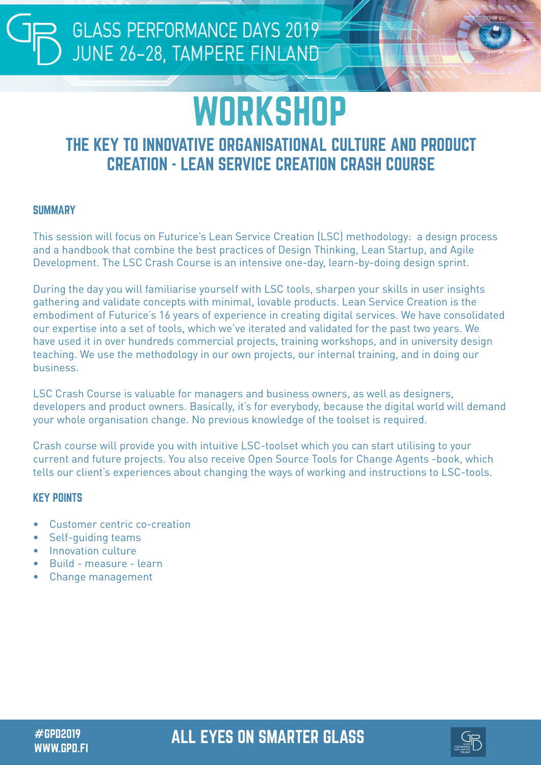# WORKSHOP

## THE KEY TO INNOVATIVE ORGANISATIONAL CULTURE AND PRODUCT CREATION - LEAN SERVICE CREATION CRASH COURSE

### SUMMARY

This session will focus on Futurice's Lean Service Creation (LSC) methodology: a design process and a handbook that combine the best practices of Design Thinking, Lean Startup, and Agile Development. The LSC Crash Course is an intensive one-day, learn-by-doing design sprint.

During the day you will familiarise yourself with LSC tools, sharpen your skills in user insights gathering and validate concepts with minimal, lovable products. Lean Service Creation is the embodiment of Futurice's 16 years of experience in creating digital services. We have consolidated our expertise into a set of tools, which we've iterated and validated for the past two years. We have used it in over hundreds commercial projects, training workshops, and in university design teaching. We use the methodology in our own projects, our internal training, and in doing our business.

LSC Crash Course is valuable for managers and business owners, as well as designers, developers and product owners. Basically, it's for everybody, because the digital world will demand your whole organisation change. No previous knowledge of the toolset is required.

Crash course will provide you with intuitive LSC-toolset which you can start utilising to your current and future projects. You also receive Open Source Tools for Change Agents -book, which tells our client's experiences about changing the ways of working and instructions to LSC-tools.

### KEY POINTS

- Customer centric co-creation
- Self-guiding teams
- Innovation culture
- Build - measure - learn
- Change management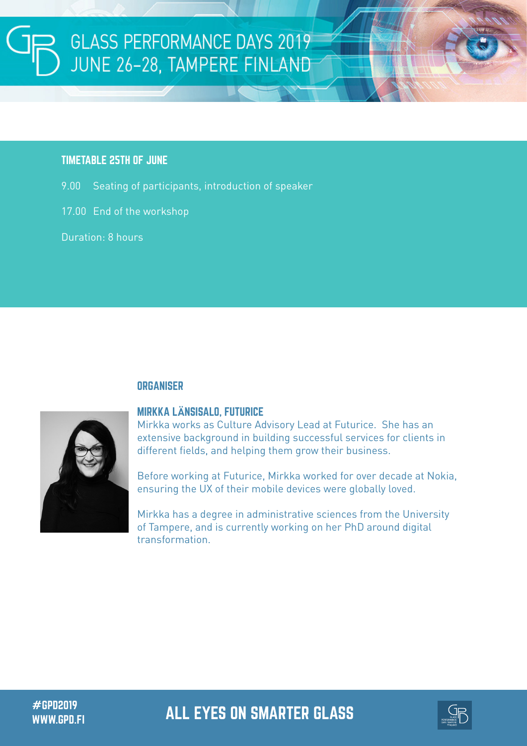# GLASS PERFORMANCE DAYS 2019
## JUNE 26–28, TAMPERE FINLAND

### TIMETABLE 25TH OF JUNE

9.00 Seating of participants, introduction of speaker

17.00 End of the workshop

Duration: 8 hours

### ORGANISER

#### MIRKKA LÄNSISALO, FUTURICE

Mirkka works as Culture Advisory Lead at Futurice. She has an extensive background in building successful services for clients in different fields, and helping them grow their business.

Before working at Futurice, Mirkka worked for over decade at Nokia, ensuring the UX of their mobile devices were globally loved.

Mirkka has a degree in administrative sciences from the University of Tampere, and is currently working on her PhD around digital transformation.

#GPD2019
WWW.GPD.FI

ALL EYES ON SMARTER GLASS